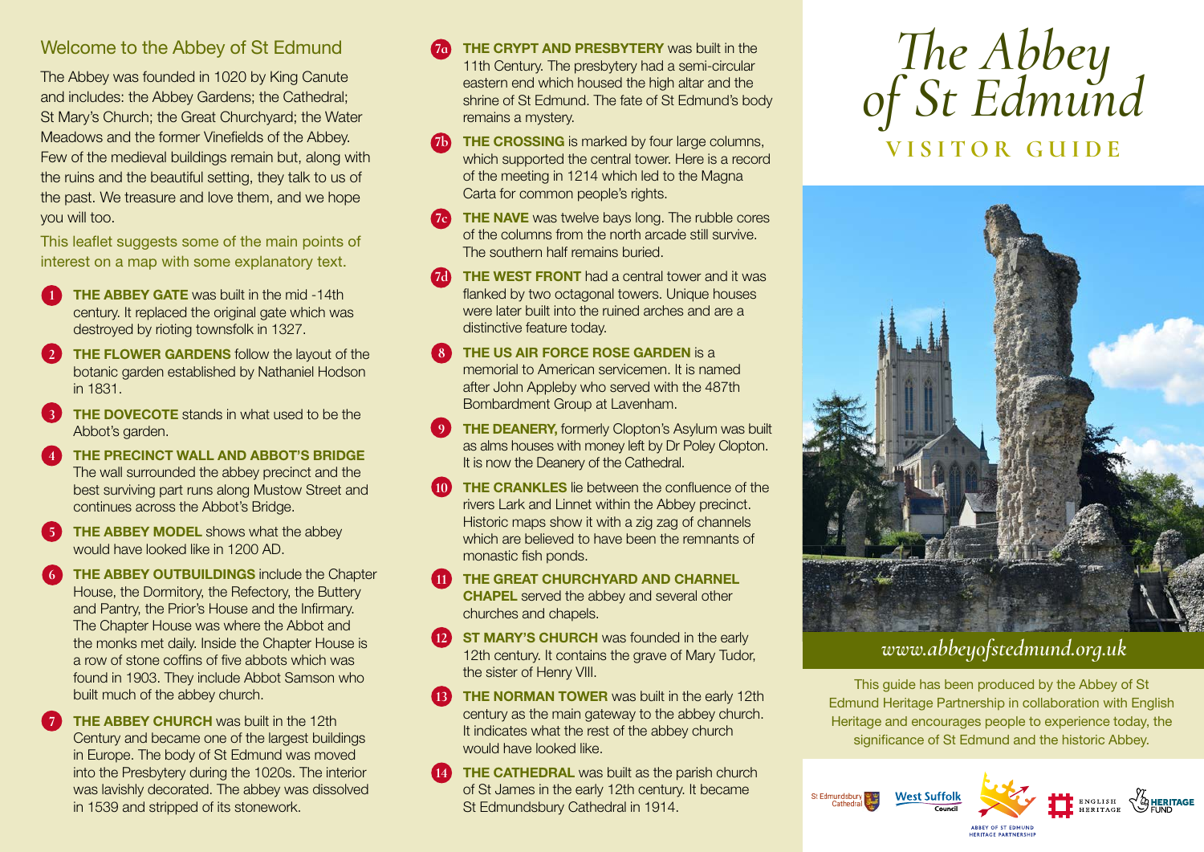## Welcome to the Abbey of St Edmund

The Abbey was founded in 1020 by King Canute and includes: the Abbey Gardens; the Cathedral; St Mary's Church; the Great Churchyard; the Water Meadows and the former Vinefields of the Abbey. Few of the medieval buildings remain but, along with the ruins and the beautiful setting, they talk to us of the past. We treasure and love them, and we hope you will too.

This leaflet suggests some of the main points of interest on a map with some explanatory text.

1. **THE ABBEY GATE** was built in the mid -14th century. It replaced the original gate which was destroyed by rioting townsfolk in 1327.
2. **THE FLOWER GARDENS** follow the layout of the botanic garden established by Nathaniel Hodson in 1831.
3. **THE DOVECOTE** stands in what used to be the Abbot's garden.
4. **THE PRECINCT WALL AND ABBOT'S BRIDGE** The wall surrounded the abbey precinct and the best surviving part runs along Mustow Street and continues across the Abbot's Bridge.
5. **THE ABBEY MODEL** shows what the abbey would have looked like in 1200 AD.
6. **THE ABBEY OUTBUILDINGS** include the Chapter House, the Dormitory, the Refectory, the Buttery and Pantry, the Prior's House and the Infirmary. The Chapter House was where the Abbot and the monks met daily. Inside the Chapter House is a row of stone coffins of five abbots which was found in 1903. They include Abbot Samson who built much of the abbey church.
7. **THE ABBEY CHURCH** was built in the 12th Century and became one of the largest buildings in Europe. The body of St Edmund was moved into the Presbytery during the 1020s. The interior was lavishly decorated. The abbey was dissolved in 1539 and stripped of its stonework.

- 7a **THE CRYPT AND PRESBYTERY** was built in the 11th Century. The presbytery had a semi-circular eastern end which housed the high altar and the shrine of St Edmund. The fate of St Edmund's body remains a mystery.
- 7b **THE CROSSING** is marked by four large columns, which supported the central tower. Here is a record of the meeting in 1214 which led to the Magna Carta for common people's rights.
- 7c **THE NAVE** was twelve bays long. The rubble cores of the columns from the north arcade still survive. The southern half remains buried.
- 7d **THE WEST FRONT** had a central tower and it was flanked by two octagonal towers. Unique houses were later built into the ruined arches and are a distinctive feature today.

8. **THE US AIR FORCE ROSE GARDEN** is a memorial to American servicemen. It is named after John Appleby who served with the 487th Bombardment Group at Lavenham.
9. **THE DEANERY,** formerly Clopton's Asylum was built as alms houses with money left by Dr Poley Clopton. It is now the Deanery of the Cathedral.
10. **THE CRANKLES** lie between the confluence of the rivers Lark and Linnet within the Abbey precinct. Historic maps show it with a zig zag of channels which are believed to have been the remnants of monastic fish ponds.
11. **THE GREAT CHURCHYARD AND CHARNEL CHAPEL** served the abbey and several other churches and chapels.
12. **ST MARY'S CHURCH** was founded in the early 12th century. It contains the grave of Mary Tudor, the sister of Henry VIII.
13. **THE NORMAN TOWER** was built in the early 12th century as the main gateway to the abbey church. It indicates what the rest of the abbey church would have looked like.
14. **THE CATHEDRAL** was built as the parish church of St James in the early 12th century. It became St Edmundsbury Cathedral in 1914.

# *The Abbey of St Edmund*

## VISITOR GUIDE

*www.abbeyofstedmund.org.uk*

This guide has been produced by the Abbey of St Edmund Heritage Partnership in collaboration with English Heritage and encourages people to experience today, the significance of St Edmund and the historic Abbey.

St Edmundsbury Cathedral · West Suffolk Council · Abbey of St Edmund Heritage Partnership · English Heritage · Heritage Fund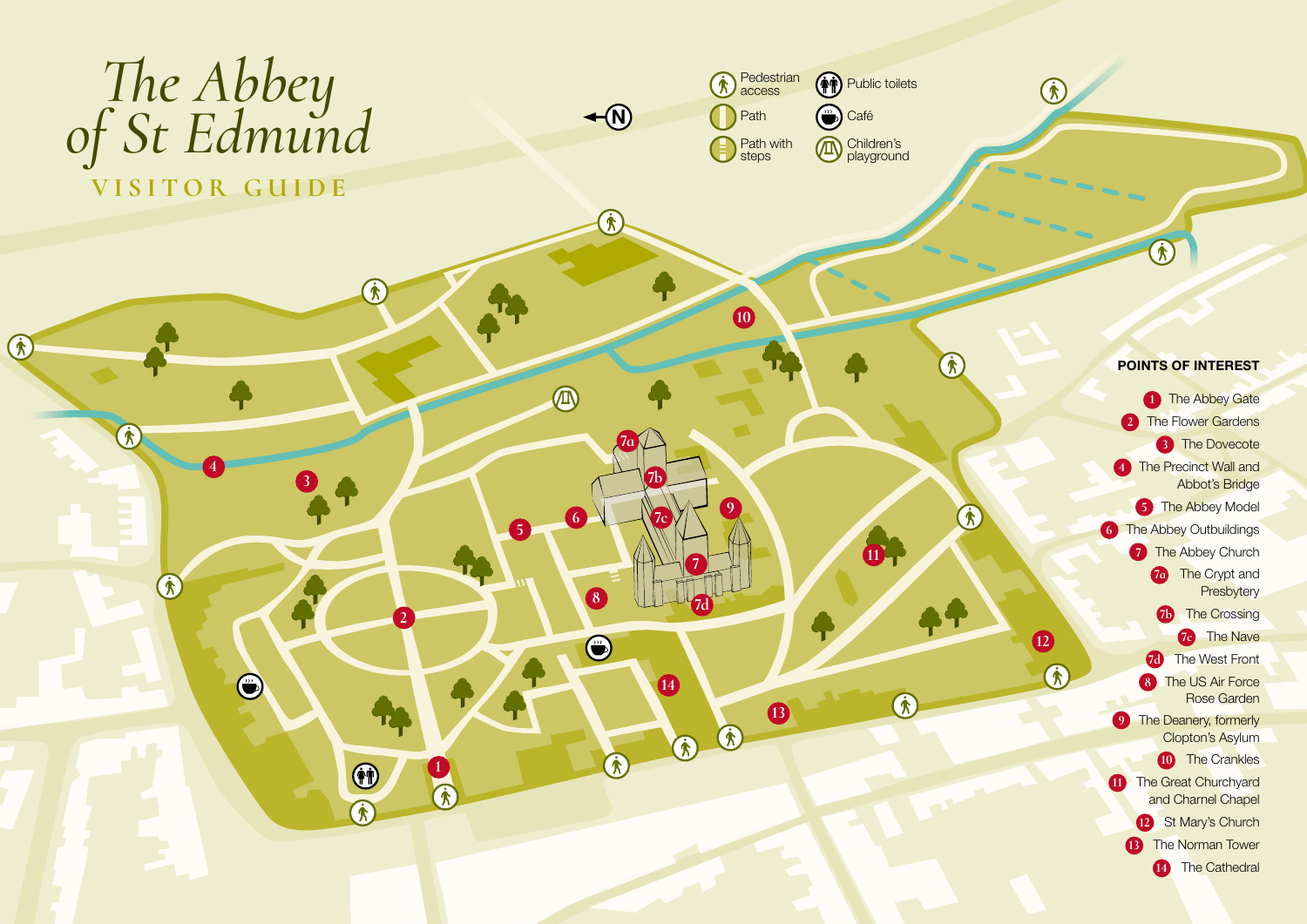# The Abbey of St Edmund

## VISITOR GUIDE

N

- Pedestrian access
- Path
- Path with steps
- Public toilets
- Café
- Children's playground

## POINTS OF INTEREST

1. The Abbey Gate
2. The Flower Gardens
3. The Dovecote
4. The Precinct Wall and Abbot's Bridge
5. The Abbey Model
6. The Abbey Outbuildings
7. The Abbey Church
   - 7a The Crypt and Presbytery
   - 7b The Crossing
   - 7c The Nave
   - 7d The West Front
8. The US Air Force Rose Garden
9. The Deanery, formerly Clopton's Asylum
10. The Crankles
11. The Great Churchyard and Charnel Chapel
12. St Mary's Church
13. The Norman Tower
14. The Cathedral